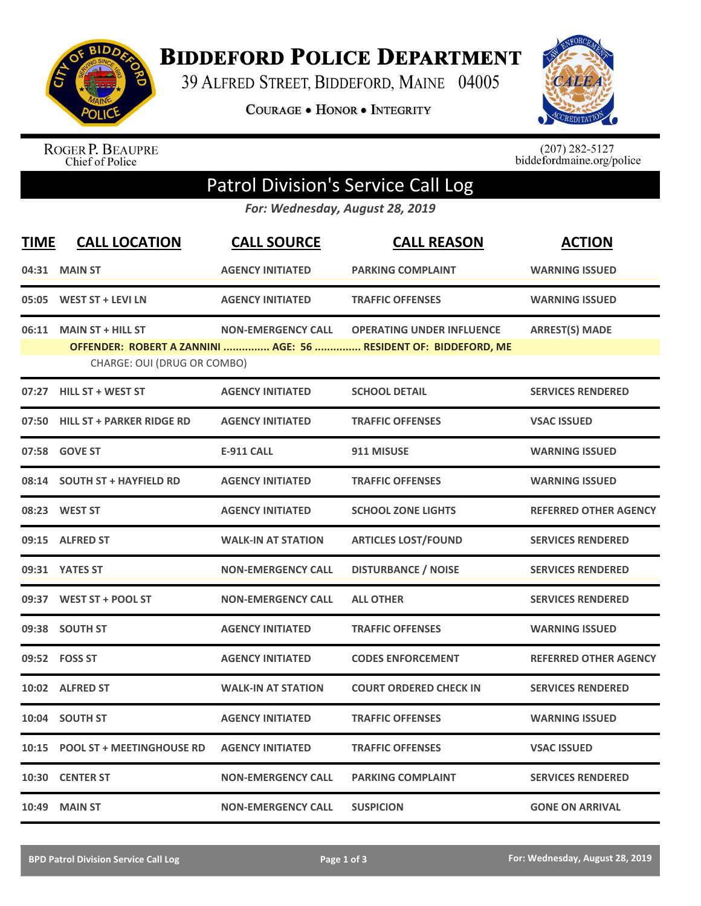# BIDDEFORD POLICE DEPARTMENT

39 ALFRED STREET, BIDDEFORD, MAINE 04005

COURAGE • HONOR • INTEGRITY

ROGER P. BEAUPRE
Chief of Police

(207) 282-5127
biddefordmaine.org/police

## Patrol Division's Service Call Log

*For: Wednesday, August 28, 2019*

| TIME | CALL LOCATION | CALL SOURCE | CALL REASON | ACTION |
|---|---|---|---|---|
| 04:31 | MAIN ST | AGENCY INITIATED | PARKING COMPLAINT | WARNING ISSUED |
| 05:05 | WEST ST + LEVI LN | AGENCY INITIATED | TRAFFIC OFFENSES | WARNING ISSUED |
| 06:11 | MAIN ST + HILL ST | NON-EMERGENCY CALL | OPERATING UNDER INFLUENCE | ARREST(S) MADE |
| | OFFENDER: ROBERT A ZANNINI ............... AGE: 56 ............... RESIDENT OF: BIDDEFORD, ME | | | |
| | CHARGE: OUI (DRUG OR COMBO) | | | |
| 07:27 | HILL ST + WEST ST | AGENCY INITIATED | SCHOOL DETAIL | SERVICES RENDERED |
| 07:50 | HILL ST + PARKER RIDGE RD | AGENCY INITIATED | TRAFFIC OFFENSES | VSAC ISSUED |
| 07:58 | GOVE ST | E-911 CALL | 911 MISUSE | WARNING ISSUED |
| 08:14 | SOUTH ST + HAYFIELD RD | AGENCY INITIATED | TRAFFIC OFFENSES | WARNING ISSUED |
| 08:23 | WEST ST | AGENCY INITIATED | SCHOOL ZONE LIGHTS | REFERRED OTHER AGENCY |
| 09:15 | ALFRED ST | WALK-IN AT STATION | ARTICLES LOST/FOUND | SERVICES RENDERED |
| 09:31 | YATES ST | NON-EMERGENCY CALL | DISTURBANCE / NOISE | SERVICES RENDERED |
| 09:37 | WEST ST + POOL ST | NON-EMERGENCY CALL | ALL OTHER | SERVICES RENDERED |
| 09:38 | SOUTH ST | AGENCY INITIATED | TRAFFIC OFFENSES | WARNING ISSUED |
| 09:52 | FOSS ST | AGENCY INITIATED | CODES ENFORCEMENT | REFERRED OTHER AGENCY |
| 10:02 | ALFRED ST | WALK-IN AT STATION | COURT ORDERED CHECK IN | SERVICES RENDERED |
| 10:04 | SOUTH ST | AGENCY INITIATED | TRAFFIC OFFENSES | WARNING ISSUED |
| 10:15 | POOL ST + MEETINGHOUSE RD | AGENCY INITIATED | TRAFFIC OFFENSES | VSAC ISSUED |
| 10:30 | CENTER ST | NON-EMERGENCY CALL | PARKING COMPLAINT | SERVICES RENDERED |
| 10:49 | MAIN ST | NON-EMERGENCY CALL | SUSPICION | GONE ON ARRIVAL |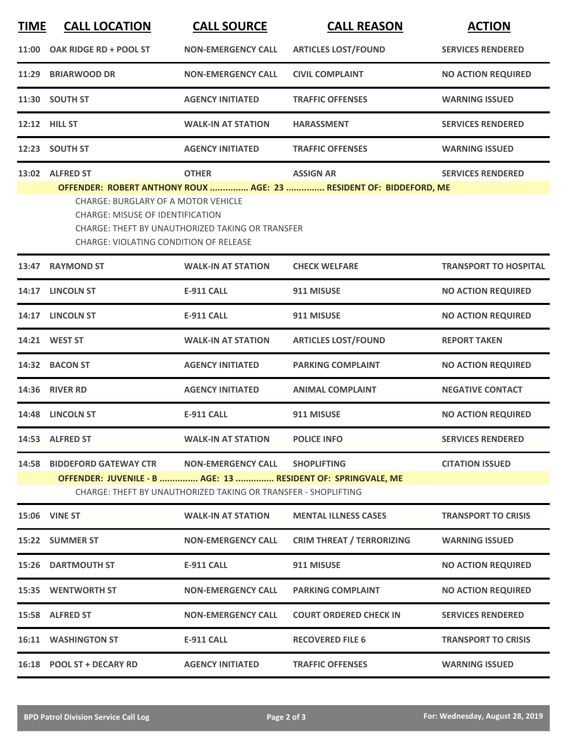| TIME | CALL LOCATION | CALL SOURCE | CALL REASON | ACTION |
|---|---|---|---|---|
| 11:00 | OAK RIDGE RD + POOL ST | NON-EMERGENCY CALL | ARTICLES LOST/FOUND | SERVICES RENDERED |
| 11:29 | BRIARWOOD DR | NON-EMERGENCY CALL | CIVIL COMPLAINT | NO ACTION REQUIRED |
| 11:30 | SOUTH ST | AGENCY INITIATED | TRAFFIC OFFENSES | WARNING ISSUED |
| 12:12 | HILL ST | WALK-IN AT STATION | HARASSMENT | SERVICES RENDERED |
| 12:23 | SOUTH ST | AGENCY INITIATED | TRAFFIC OFFENSES | WARNING ISSUED |
| 13:02 | ALFRED ST | OTHER | ASSIGN AR | SERVICES RENDERED |
| | **OFFENDER: ROBERT ANTHONY ROUX ............... AGE: 23 ............... RESIDENT OF: BIDDEFORD, ME** | | | |
| | CHARGE: BURGLARY OF A MOTOR VEHICLE<br>CHARGE: MISUSE OF IDENTIFICATION<br>CHARGE: THEFT BY UNAUTHORIZED TAKING OR TRANSFER<br>CHARGE: VIOLATING CONDITION OF RELEASE | | | |
| 13:47 | RAYMOND ST | WALK-IN AT STATION | CHECK WELFARE | TRANSPORT TO HOSPITAL |
| 14:17 | LINCOLN ST | E-911 CALL | 911 MISUSE | NO ACTION REQUIRED |
| 14:17 | LINCOLN ST | E-911 CALL | 911 MISUSE | NO ACTION REQUIRED |
| 14:21 | WEST ST | WALK-IN AT STATION | ARTICLES LOST/FOUND | REPORT TAKEN |
| 14:32 | BACON ST | AGENCY INITIATED | PARKING COMPLAINT | NO ACTION REQUIRED |
| 14:36 | RIVER RD | AGENCY INITIATED | ANIMAL COMPLAINT | NEGATIVE CONTACT |
| 14:48 | LINCOLN ST | E-911 CALL | 911 MISUSE | NO ACTION REQUIRED |
| 14:53 | ALFRED ST | WALK-IN AT STATION | POLICE INFO | SERVICES RENDERED |
| 14:58 | BIDDEFORD GATEWAY CTR | NON-EMERGENCY CALL | SHOPLIFTING | CITATION ISSUED |
| | **OFFENDER: JUVENILE - B ............... AGE: 13 ............... RESIDENT OF: SPRINGVALE, ME** | | | |
| | CHARGE: THEFT BY UNAUTHORIZED TAKING OR TRANSFER - SHOPLIFTING | | | |
| 15:06 | VINE ST | WALK-IN AT STATION | MENTAL ILLNESS CASES | TRANSPORT TO CRISIS |
| 15:22 | SUMMER ST | NON-EMERGENCY CALL | CRIM THREAT / TERRORIZING | WARNING ISSUED |
| 15:26 | DARTMOUTH ST | E-911 CALL | 911 MISUSE | NO ACTION REQUIRED |
| 15:35 | WENTWORTH ST | NON-EMERGENCY CALL | PARKING COMPLAINT | NO ACTION REQUIRED |
| 15:58 | ALFRED ST | NON-EMERGENCY CALL | COURT ORDERED CHECK IN | SERVICES RENDERED |
| 16:11 | WASHINGTON ST | E-911 CALL | RECOVERED FILE 6 | TRANSPORT TO CRISIS |
| 16:18 | POOL ST + DECARY RD | AGENCY INITIATED | TRAFFIC OFFENSES | WARNING ISSUED |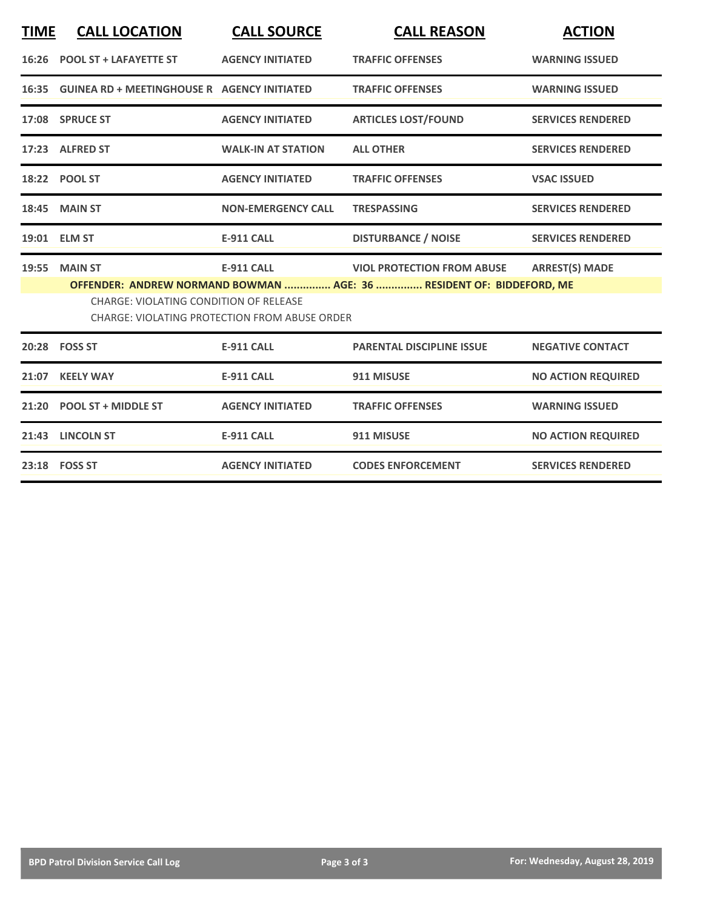| TIME | CALL LOCATION | CALL SOURCE | CALL REASON | ACTION |
|---|---|---|---|---|
| 16:26 | POOL ST + LAFAYETTE ST | AGENCY INITIATED | TRAFFIC OFFENSES | WARNING ISSUED |
| 16:35 | GUINEA RD + MEETINGHOUSE R | AGENCY INITIATED | TRAFFIC OFFENSES | WARNING ISSUED |
| 17:08 | SPRUCE ST | AGENCY INITIATED | ARTICLES LOST/FOUND | SERVICES RENDERED |
| 17:23 | ALFRED ST | WALK-IN AT STATION | ALL OTHER | SERVICES RENDERED |
| 18:22 | POOL ST | AGENCY INITIATED | TRAFFIC OFFENSES | VSAC ISSUED |
| 18:45 | MAIN ST | NON-EMERGENCY CALL | TRESPASSING | SERVICES RENDERED |
| 19:01 | ELM ST | E-911 CALL | DISTURBANCE / NOISE | SERVICES RENDERED |
| 19:55 | MAIN ST | E-911 CALL | VIOL PROTECTION FROM ABUSE | ARREST(S) MADE |

**OFFENDER: ANDREW NORMAND BOWMAN ............... AGE: 36 ............... RESIDENT OF: BIDDEFORD, ME**

CHARGE: VIOLATING CONDITION OF RELEASE

CHARGE: VIOLATING PROTECTION FROM ABUSE ORDER

| TIME | CALL LOCATION | CALL SOURCE | CALL REASON | ACTION |
|---|---|---|---|---|
| 20:28 | FOSS ST | E-911 CALL | PARENTAL DISCIPLINE ISSUE | NEGATIVE CONTACT |
| 21:07 | KEELY WAY | E-911 CALL | 911 MISUSE | NO ACTION REQUIRED |
| 21:20 | POOL ST + MIDDLE ST | AGENCY INITIATED | TRAFFIC OFFENSES | WARNING ISSUED |
| 21:43 | LINCOLN ST | E-911 CALL | 911 MISUSE | NO ACTION REQUIRED |
| 23:18 | FOSS ST | AGENCY INITIATED | CODES ENFORCEMENT | SERVICES RENDERED |